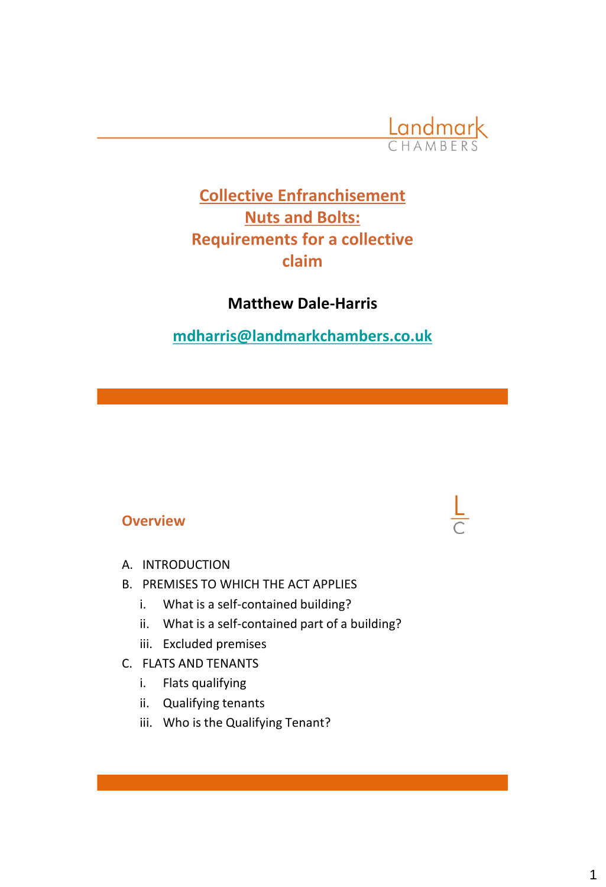# Collective Enfranchisement Nuts and Bolts: Requirements for a collective claim

**Matthew Dale-Harris**

mdharris@landmarkchambers.co.uk

## Overview

A. INTRODUCTION

B. PREMISES TO WHICH THE ACT APPLIES

  i. What is a self-contained building?

  ii. What is a self-contained part of a building?

  iii. Excluded premises

C. FLATS AND TENANTS

  i. Flats qualifying

  ii. Qualifying tenants

  iii. Who is the Qualifying Tenant?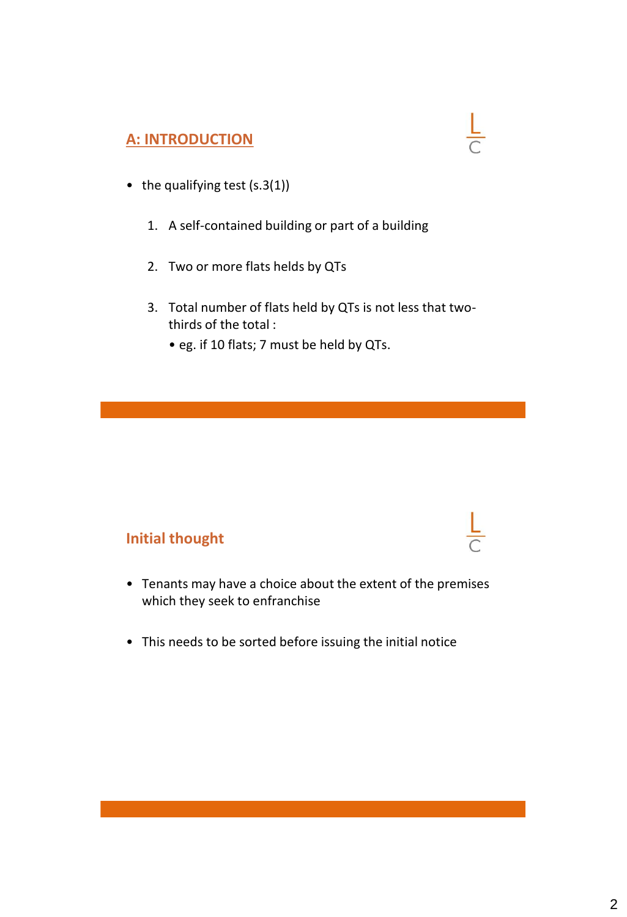## A: INTRODUCTION

- the qualifying test (s.3(1))

  1. A self-contained building or part of a building
  2. Two or more flats helds by QTs
  3. Total number of flats held by QTs is not less that two-thirds of the total :
     - eg. if 10 flats; 7 must be held by QTs.

## Initial thought

- Tenants may have a choice about the extent of the premises which they seek to enfranchise
- This needs to be sorted before issuing the initial notice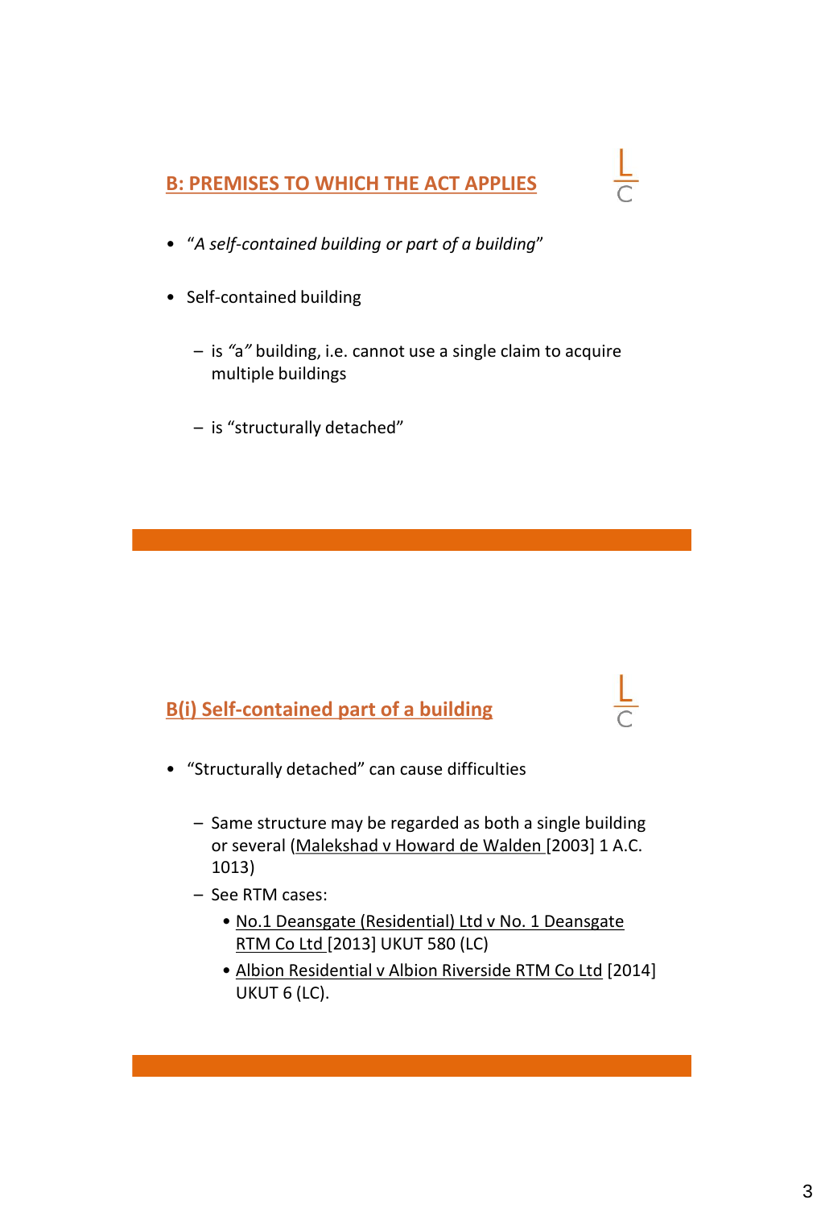## B: PREMISES TO WHICH THE ACT APPLIES

- "*A self-contained building or part of a building*"
- Self-contained building
  - is *"a"* building, i.e. cannot use a single claim to acquire multiple buildings
  - is "structurally detached"

## B(i) Self-contained part of a building

- "Structurally detached" can cause difficulties
  - Same structure may be regarded as both a single building or several (Malekshad v Howard de Walden [2003] 1 A.C. 1013)
  - See RTM cases:
    - No.1 Deansgate (Residential) Ltd v No. 1 Deansgate RTM Co Ltd [2013] UKUT 580 (LC)
    - Albion Residential v Albion Riverside RTM Co Ltd [2014] UKUT 6 (LC).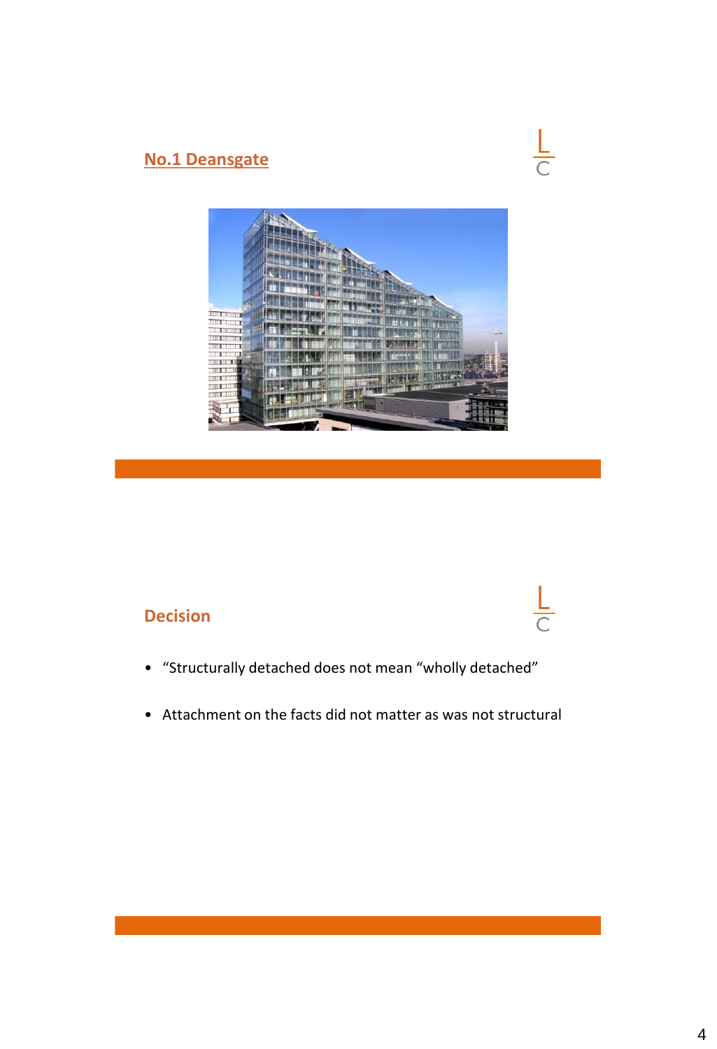## No.1 Deansgate

## Decision

- "Structurally detached does not mean "wholly detached"
- Attachment on the facts did not matter as was not structural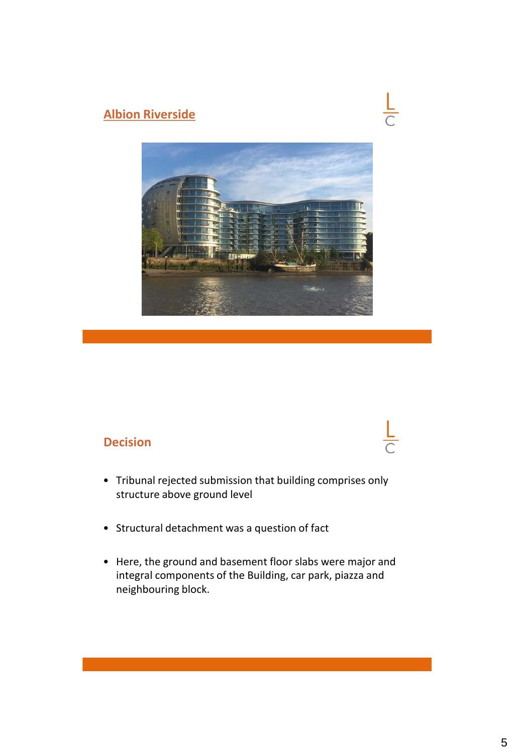## Albion Riverside

## Decision

- Tribunal rejected submission that building comprises only structure above ground level
- Structural detachment was a question of fact
- Here, the ground and basement floor slabs were major and integral components of the Building, car park, piazza and neighbouring block.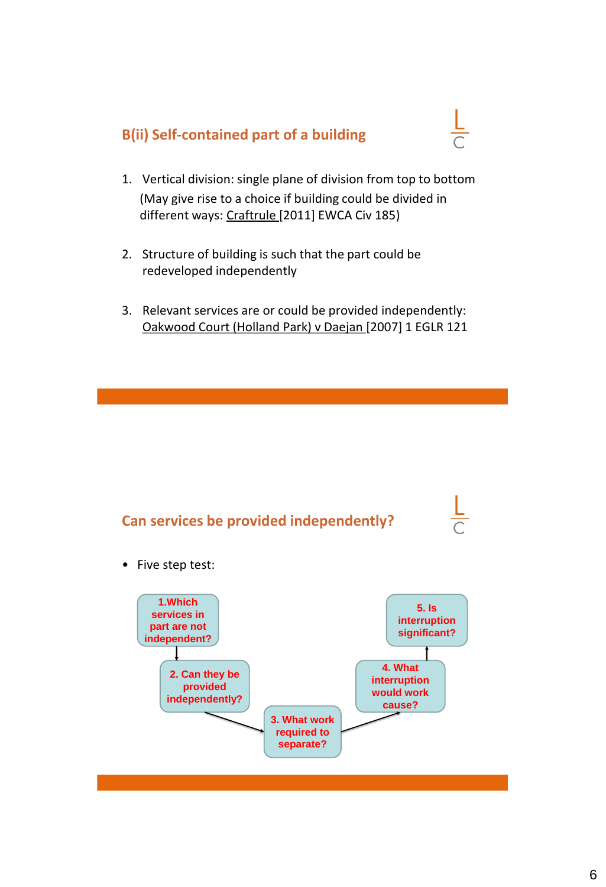## B(ii) Self-contained part of a building

1. Vertical division: single plane of division from top to bottom
   (May give rise to a choice if building could be divided in different ways: Craftrule [2011] EWCA Civ 185)

2. Structure of building is such that the part could be redeveloped independently

3. Relevant services are or could be provided independently: Oakwood Court (Holland Park) v Daejan [2007] 1 EGLR 121

## Can services be provided independently?

- Five step test:

1. Which services in part are not independent?
2. Can they be provided independently?
3. What work required to separate?
4. What interruption would work cause?
5. Is interruption significant?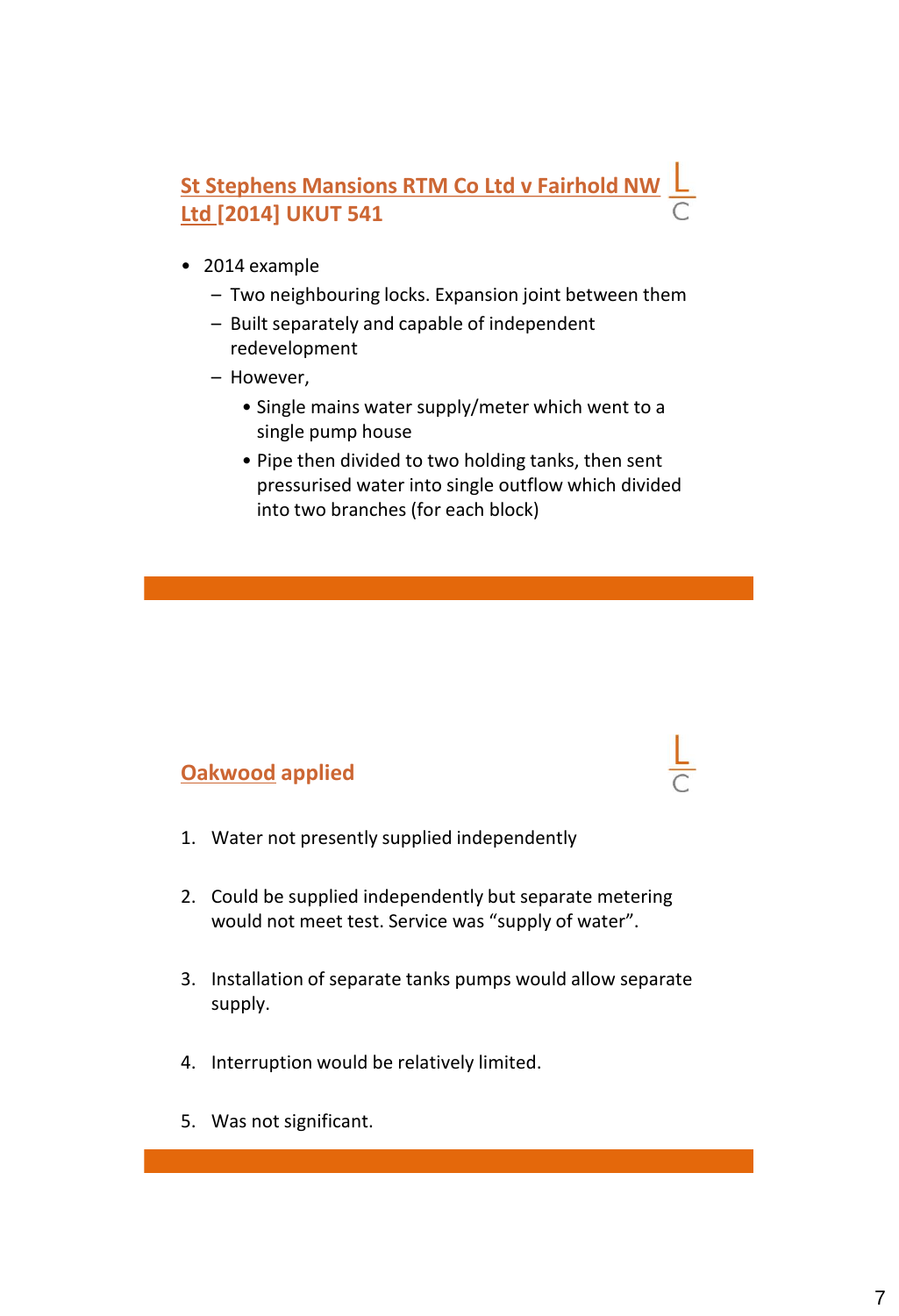## St Stephens Mansions RTM Co Ltd v Fairhold NW Ltd [2014] UKUT 541

- 2014 example
  - Two neighbouring locks. Expansion joint between them
  - Built separately and capable of independent redevelopment
  - However,
    - Single mains water supply/meter which went to a single pump house
    - Pipe then divided to two holding tanks, then sent pressurised water into single outflow which divided into two branches (for each block)

## Oakwood applied

1. Water not presently supplied independently
2. Could be supplied independently but separate metering would not meet test. Service was "supply of water".
3. Installation of separate tanks pumps would allow separate supply.
4. Interruption would be relatively limited.
5. Was not significant.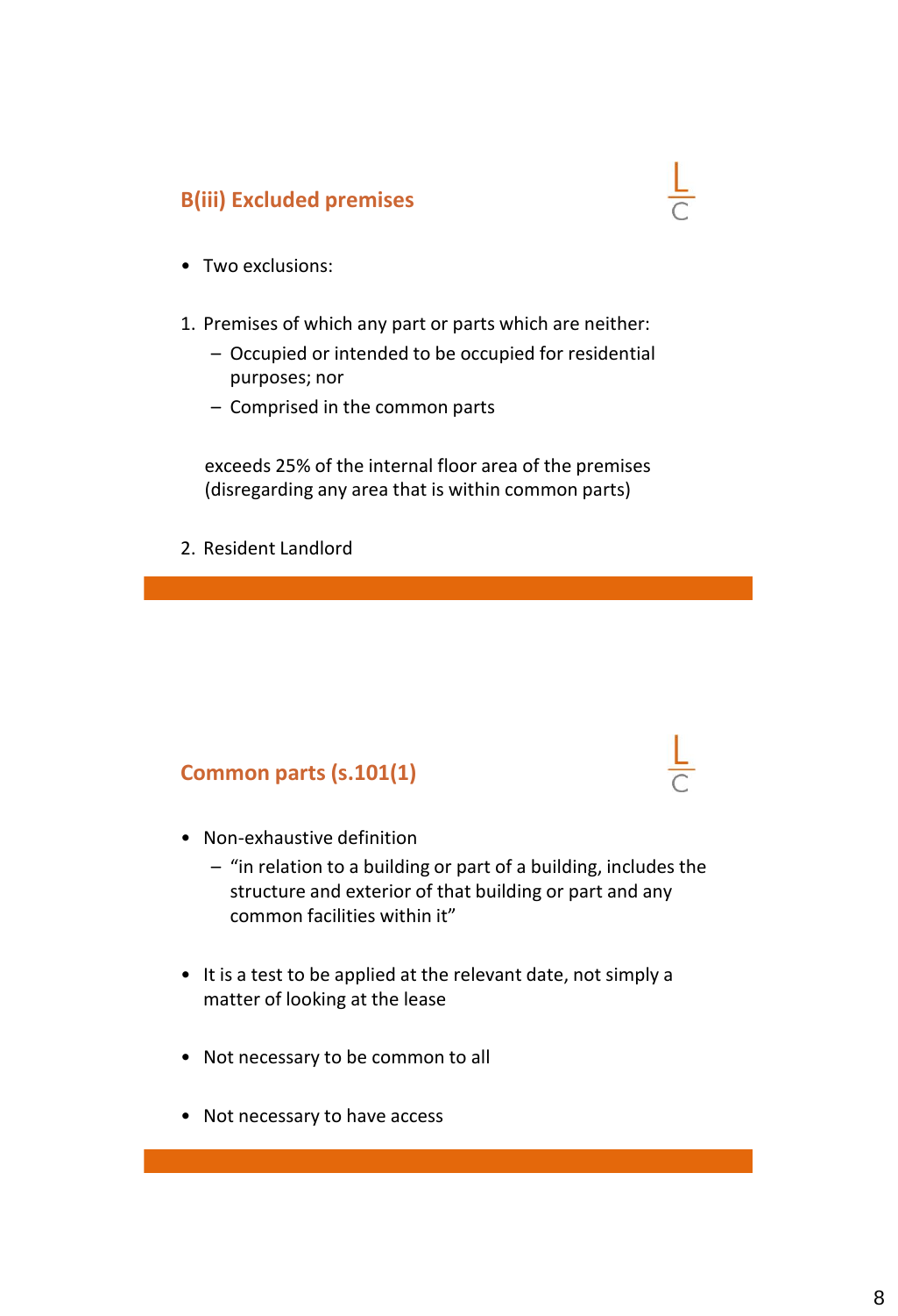## B(iii) Excluded premises

- Two exclusions:

1. Premises of which any part or parts which are neither:
   - Occupied or intended to be occupied for residential purposes; nor
   - Comprised in the common parts

   exceeds 25% of the internal floor area of the premises (disregarding any area that is within common parts)

2. Resident Landlord

## Common parts (s.101(1)

- Non-exhaustive definition
  - "in relation to a building or part of a building, includes the structure and exterior of that building or part and any common facilities within it"
- It is a test to be applied at the relevant date, not simply a matter of looking at the lease
- Not necessary to be common to all
- Not necessary to have access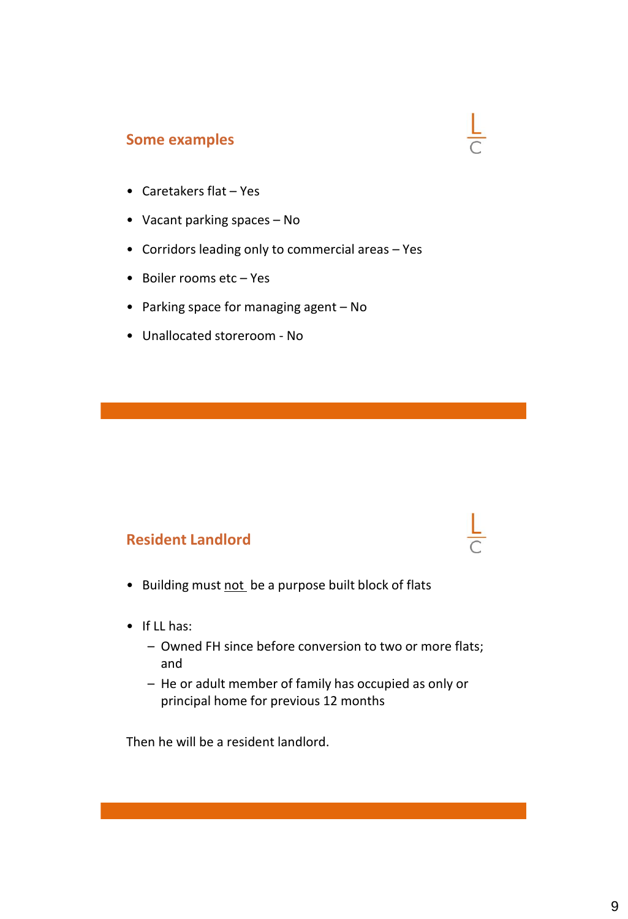## Some examples

- Caretakers flat – Yes
- Vacant parking spaces – No
- Corridors leading only to commercial areas – Yes
- Boiler rooms etc – Yes
- Parking space for managing agent – No
- Unallocated storeroom - No

## Resident Landlord

- Building must <u>not</u> be a purpose built block of flats
- If LL has:
  - Owned FH since before conversion to two or more flats; and
  - He or adult member of family has occupied as only or principal home for previous 12 months

Then he will be a resident landlord.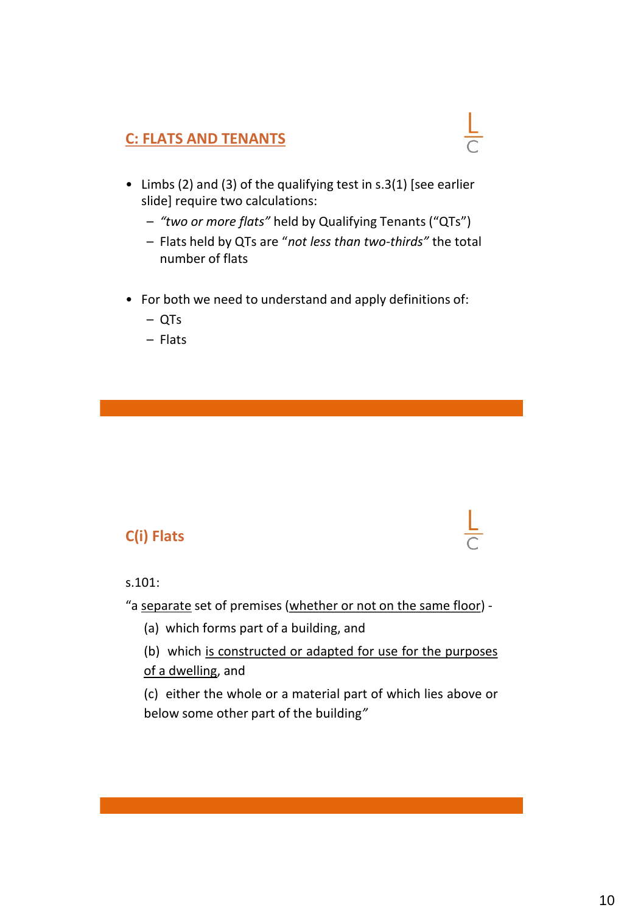## C: FLATS AND TENANTS

- Limbs (2) and (3) of the qualifying test in s.3(1) [see earlier slide] require two calculations:
  - *"two or more flats"* held by Qualifying Tenants ("QTs")
  - Flats held by QTs are "*not less than two-thirds*" the total number of flats
- For both we need to understand and apply definitions of:
  - QTs
  - Flats

## C(i) Flats

s.101:

"a <u>separate</u> set of premises (<u>whether or not on the same floor</u>) -

(a) which forms part of a building, and

(b) which <u>is constructed or adapted for use for the purposes of a dwelling</u>, and

(c) either the whole or a material part of which lies above or below some other part of the building"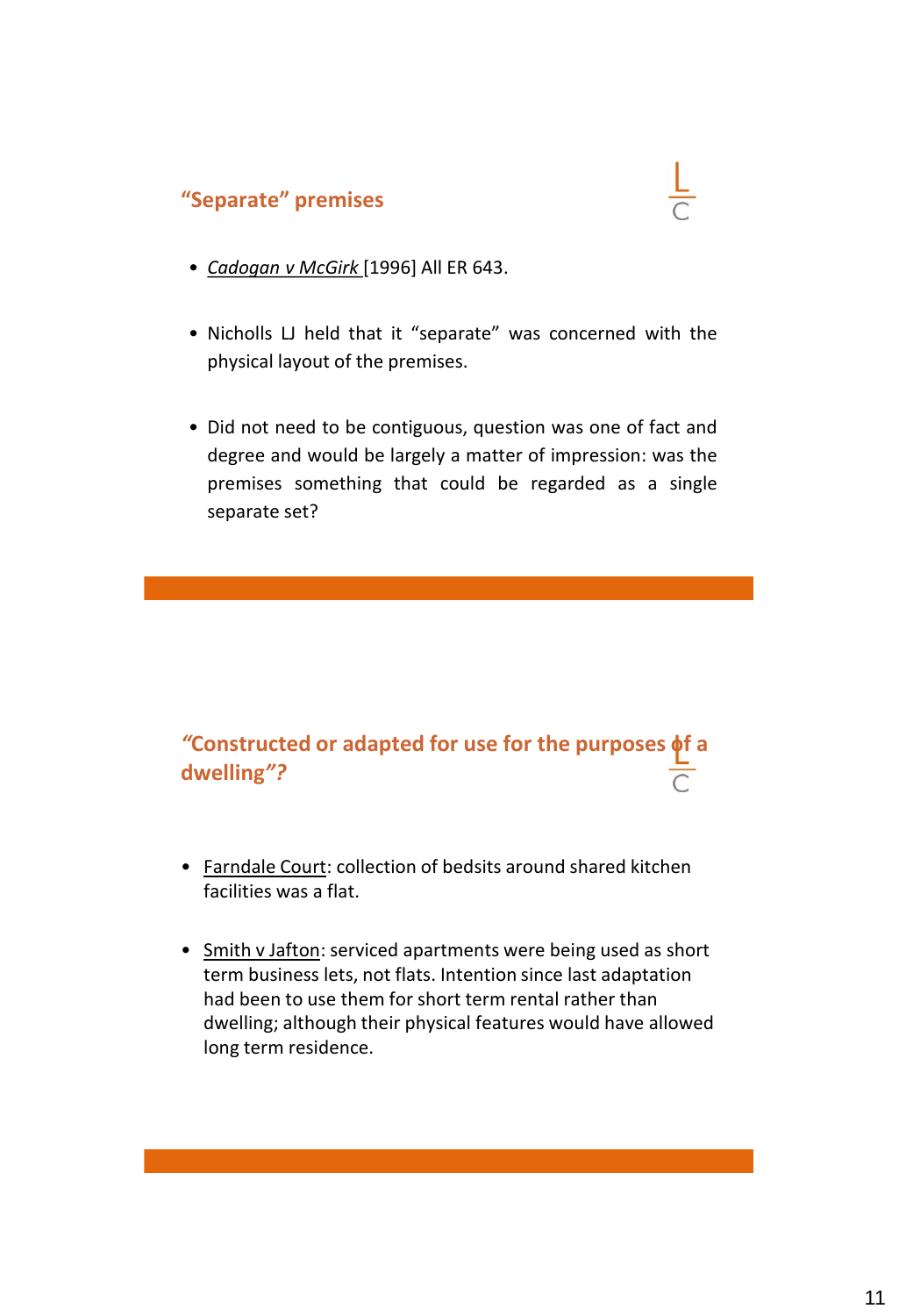## “Separate” premises

- *Cadogan v McGirk* [1996] All ER 643.
- Nicholls LJ held that it “separate” was concerned with the physical layout of the premises.
- Did not need to be contiguous, question was one of fact and degree and would be largely a matter of impression: was the premises something that could be regarded as a single separate set?

## *“Constructed or adapted for use for the purposes of a dwelling”?*

- Farndale Court: collection of bedsits around shared kitchen facilities was a flat.
- Smith v Jafton: serviced apartments were being used as short term business lets, not flats. Intention since last adaptation had been to use them for short term rental rather than dwelling; although their physical features would have allowed long term residence.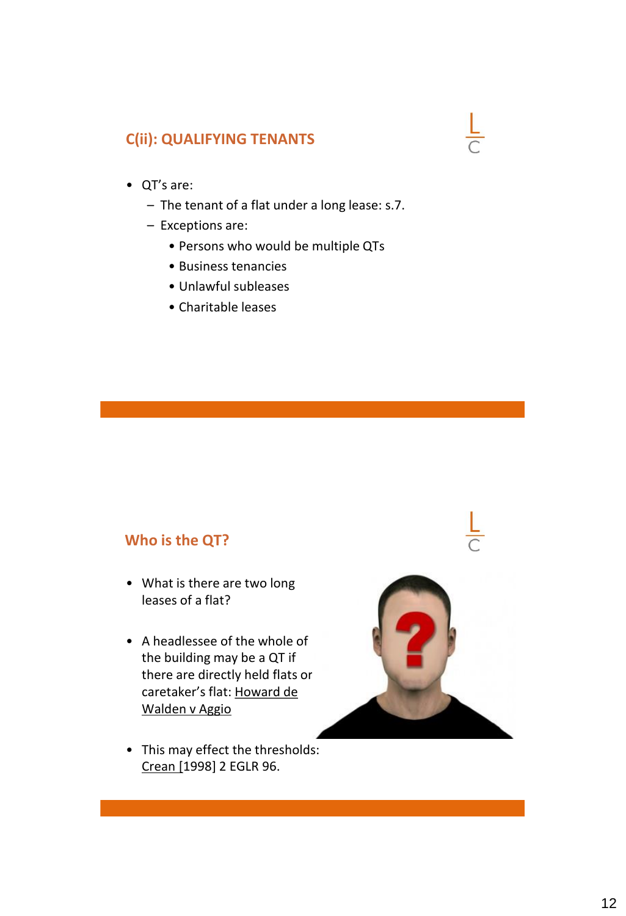## C(ii): QUALIFYING TENANTS

- QT's are:
  - The tenant of a flat under a long lease: s.7.
  - Exceptions are:
    - Persons who would be multiple QTs
    - Business tenancies
    - Unlawful subleases
    - Charitable leases

## Who is the QT?

- What is there are two long leases of a flat?
- A headlessee of the whole of the building may be a QT if there are directly held flats or caretaker's flat: Howard de Walden v Aggio
- This may effect the thresholds: Crean [1998] 2 EGLR 96.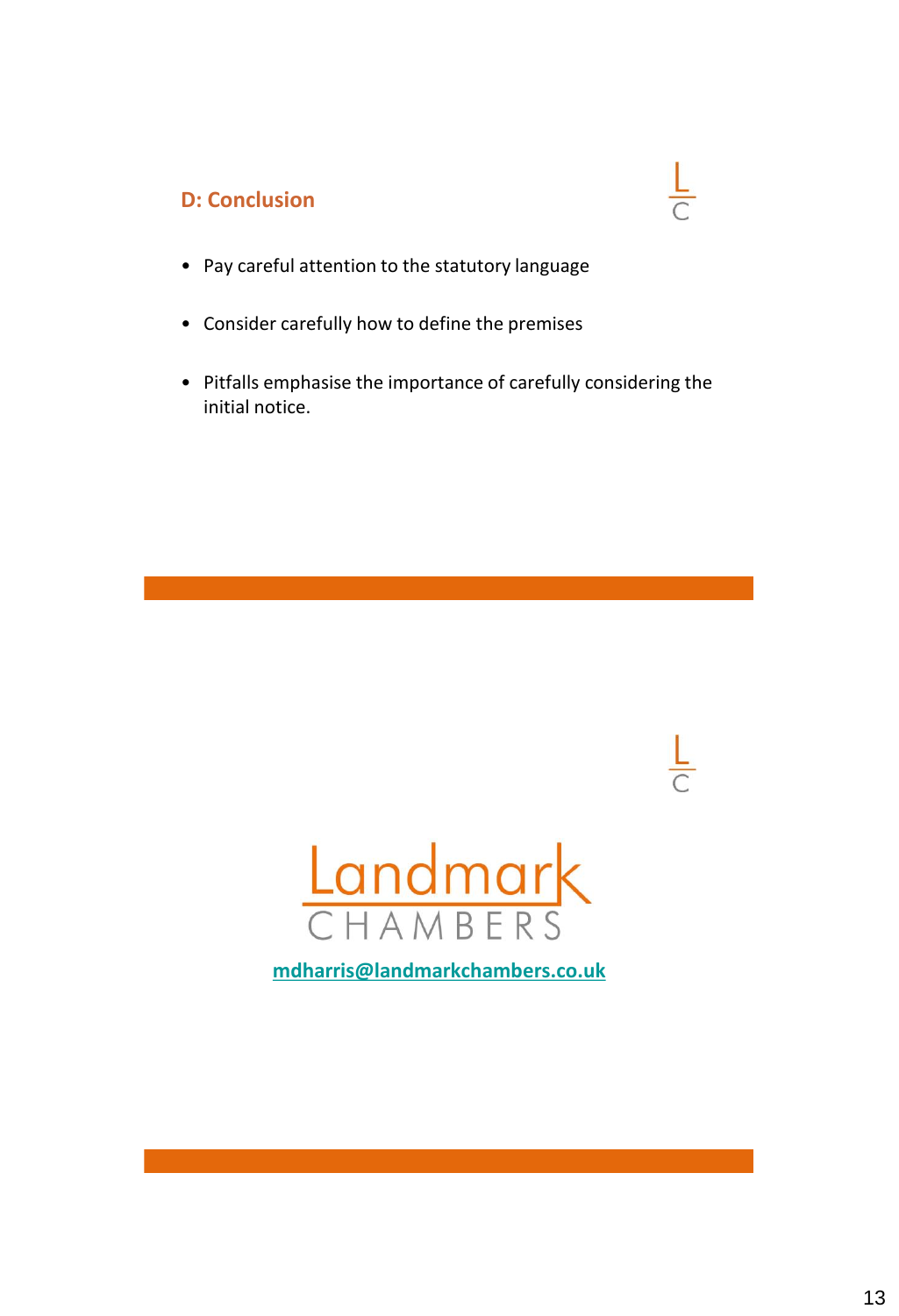## D: Conclusion

- Pay careful attention to the statutory language
- Consider carefully how to define the premises
- Pitfalls emphasise the importance of carefully considering the initial notice.

Landmark CHAMBERS

mdharris@landmarkchambers.co.uk